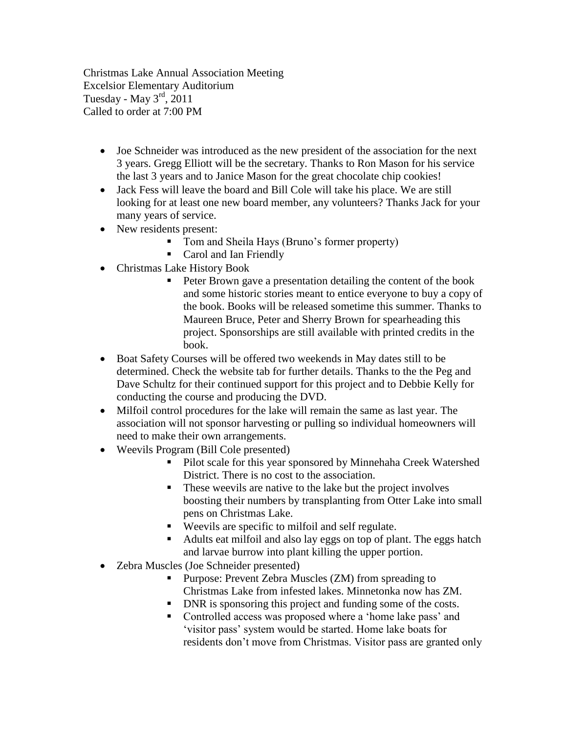Christmas Lake Annual Association Meeting
Excelsior Elementary Auditorium
Tuesday - May 3rd, 2011
Called to order at 7:00 PM

- Joe Schneider was introduced as the new president of the association for the next 3 years. Gregg Elliott will be the secretary. Thanks to Ron Mason for his service the last 3 years and to Janice Mason for the great chocolate chip cookies!
- Jack Fess will leave the board and Bill Cole will take his place. We are still looking for at least one new board member, any volunteers? Thanks Jack for your many years of service.
- New residents present:
  - Tom and Sheila Hays (Bruno's former property)
  - Carol and Ian Friendly
- Christmas Lake History Book
  - Peter Brown gave a presentation detailing the content of the book and some historic stories meant to entice everyone to buy a copy of the book. Books will be released sometime this summer. Thanks to Maureen Bruce, Peter and Sherry Brown for spearheading this project. Sponsorships are still available with printed credits in the book.
- Boat Safety Courses will be offered two weekends in May dates still to be determined. Check the website tab for further details. Thanks to the the Peg and Dave Schultz for their continued support for this project and to Debbie Kelly for conducting the course and producing the DVD.
- Milfoil control procedures for the lake will remain the same as last year. The association will not sponsor harvesting or pulling so individual homeowners will need to make their own arrangements.
- Weevils Program (Bill Cole presented)
  - Pilot scale for this year sponsored by Minnehaha Creek Watershed District. There is no cost to the association.
  - These weevils are native to the lake but the project involves boosting their numbers by transplanting from Otter Lake into small pens on Christmas Lake.
  - Weevils are specific to milfoil and self regulate.
  - Adults eat milfoil and also lay eggs on top of plant. The eggs hatch and larvae burrow into plant killing the upper portion.
- Zebra Muscles (Joe Schneider presented)
  - Purpose: Prevent Zebra Muscles (ZM) from spreading to Christmas Lake from infested lakes. Minnetonka now has ZM.
  - DNR is sponsoring this project and funding some of the costs.
  - Controlled access was proposed where a 'home lake pass' and 'visitor pass' system would be started. Home lake boats for residents don't move from Christmas. Visitor pass are granted only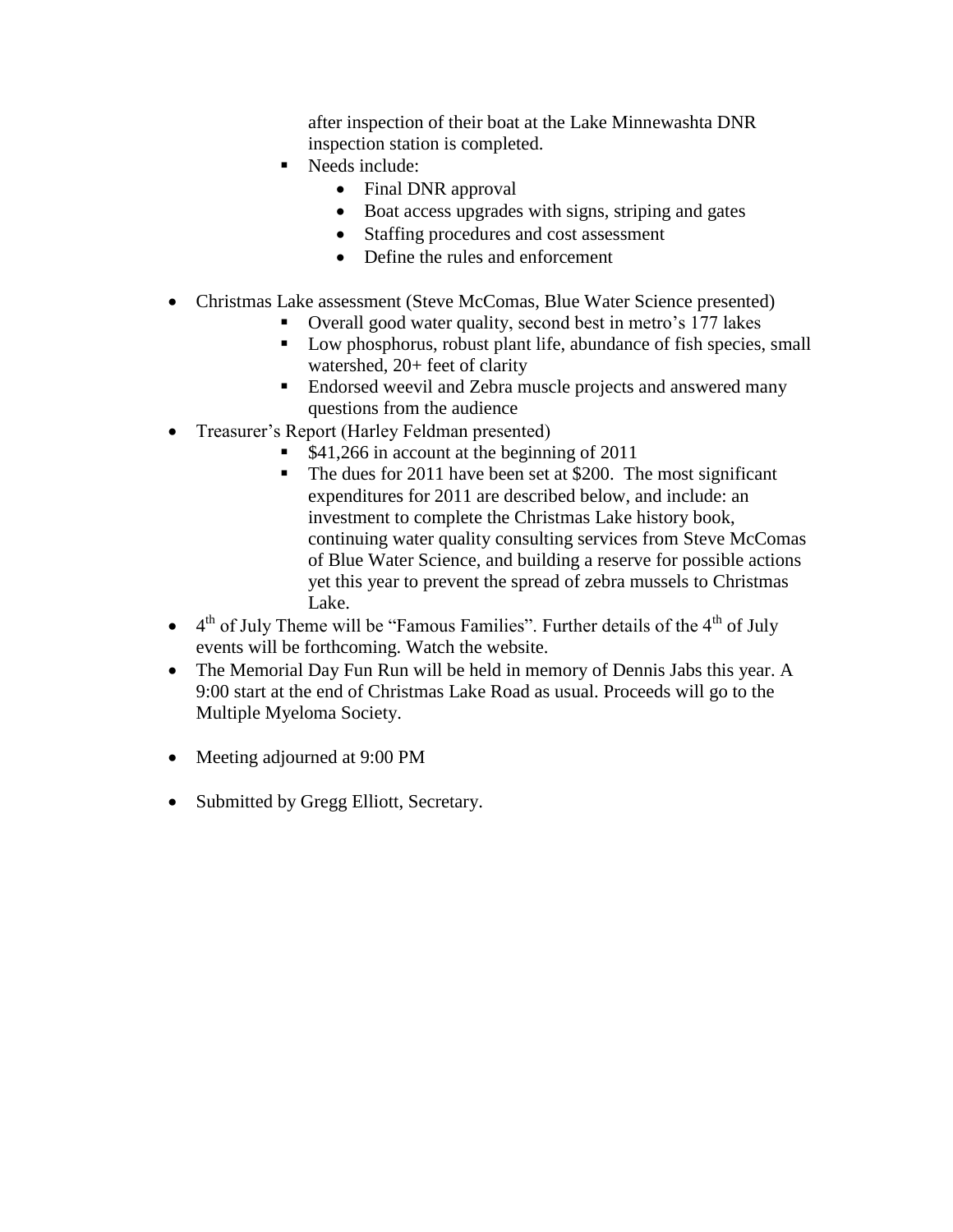after inspection of their boat at the Lake Minnewashta DNR inspection station is completed.

    - Needs include:
        - Final DNR approval
        - Boat access upgrades with signs, striping and gates
        - Staffing procedures and cost assessment
        - Define the rules and enforcement

- Christmas Lake assessment (Steve McComas, Blue Water Science presented)
    - Overall good water quality, second best in metro's 177 lakes
    - Low phosphorus, robust plant life, abundance of fish species, small watershed, 20+ feet of clarity
    - Endorsed weevil and Zebra muscle projects and answered many questions from the audience
- Treasurer's Report (Harley Feldman presented)
    - $41,266 in account at the beginning of 2011
    - The dues for 2011 have been set at $200. The most significant expenditures for 2011 are described below, and include: an investment to complete the Christmas Lake history book, continuing water quality consulting services from Steve McComas of Blue Water Science, and building a reserve for possible actions yet this year to prevent the spread of zebra mussels to Christmas Lake.
- 4th of July Theme will be "Famous Families". Further details of the 4th of July events will be forthcoming. Watch the website.
- The Memorial Day Fun Run will be held in memory of Dennis Jabs this year. A 9:00 start at the end of Christmas Lake Road as usual. Proceeds will go to the Multiple Myeloma Society.

- Meeting adjourned at 9:00 PM

- Submitted by Gregg Elliott, Secretary.